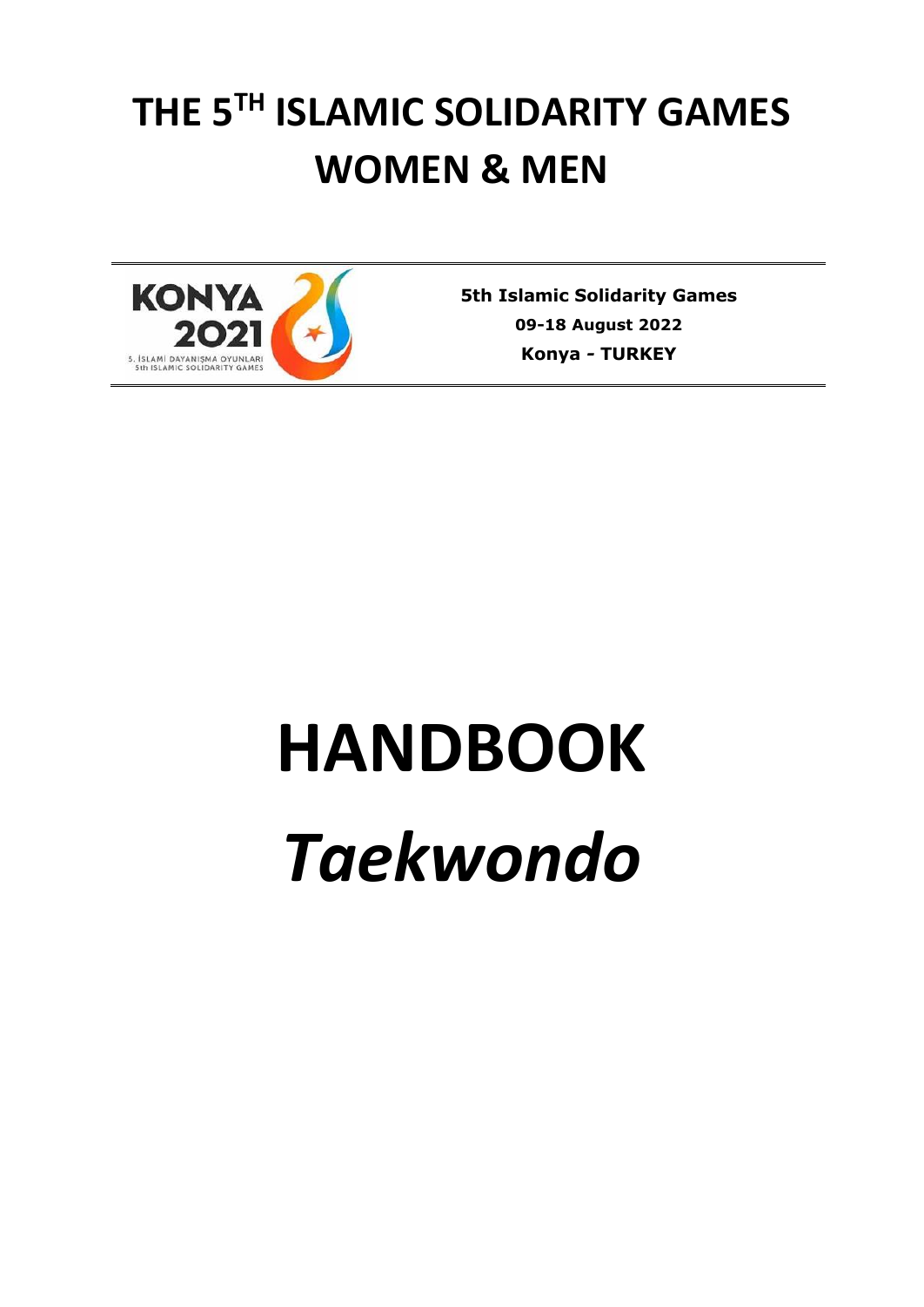# THE 5TH ISLAMIC SOLIDARITY GAMES WOMEN & MEN

KONYA 2021
5. İSLAMİ DAYANIŞMA OYUNLARI
5th ISLAMIC SOLIDARITY GAMES

**5th Islamic Solidarity Games**
**09-18 August 2022**
**Konya - TURKEY**

# HANDBOOK

# *Taekwondo*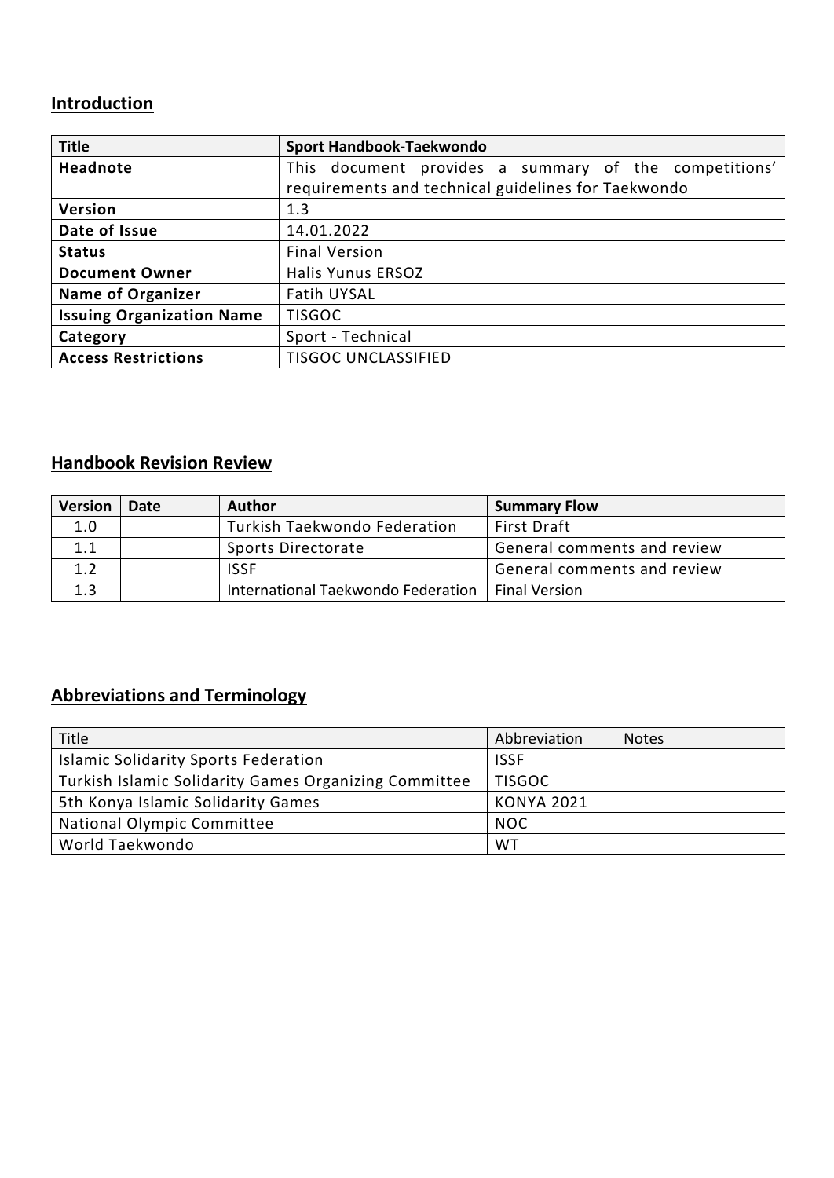## Introduction

| Title | Sport Handbook-Taekwondo |
|---|---|
| Headnote | This document provides a summary of the competitions' requirements and technical guidelines for Taekwondo |
| Version | 1.3 |
| Date of Issue | 14.01.2022 |
| Status | Final Version |
| Document Owner | Halis Yunus ERSOZ |
| Name of Organizer | Fatih UYSAL |
| Issuing Organization Name | TISGOC |
| Category | Sport - Technical |
| Access Restrictions | TISGOC UNCLASSIFIED |

## Handbook Revision Review

| Version | Date | Author | Summary Flow |
|---|---|---|---|
| 1.0 | | Turkish Taekwondo Federation | First Draft |
| 1.1 | | Sports Directorate | General comments and review |
| 1.2 | | ISSF | General comments and review |
| 1.3 | | International Taekwondo Federation | Final Version |

## Abbreviations and Terminology

| Title | Abbreviation | Notes |
|---|---|---|
| Islamic Solidarity Sports Federation | ISSF | |
| Turkish Islamic Solidarity Games Organizing Committee | TISGOC | |
| 5th Konya Islamic Solidarity Games | KONYA 2021 | |
| National Olympic Committee | NOC | |
| World Taekwondo | WT | |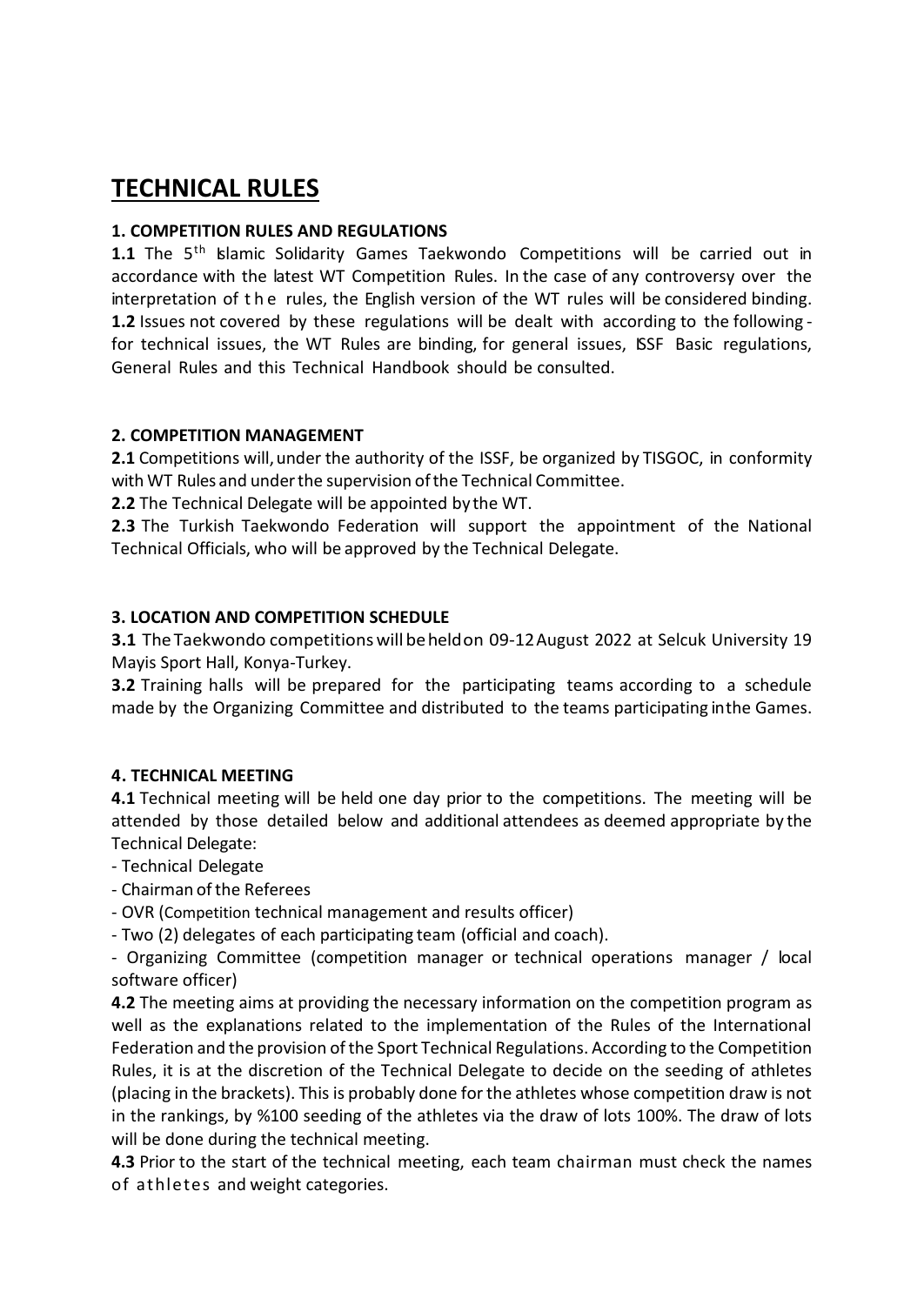# TECHNICAL RULES

### 1. COMPETITION RULES AND REGULATIONS

**1.1** The 5th Islamic Solidarity Games Taekwondo Competitions will be carried out in accordance with the latest WT Competition Rules. In the case of any controversy over the interpretation of the rules, the English version of the WT rules will be considered binding.
**1.2** Issues not covered by these regulations will be dealt with according to the following - for technical issues, the WT Rules are binding, for general issues, ISSF Basic regulations, General Rules and this Technical Handbook should be consulted.

### 2. COMPETITION MANAGEMENT

**2.1** Competitions will, under the authority of the ISSF, be organized by TISGOC, in conformity with WT Rules and under the supervision of the Technical Committee.
**2.2** The Technical Delegate will be appointed by the WT.
**2.3** The Turkish Taekwondo Federation will support the appointment of the National Technical Officials, who will be approved by the Technical Delegate.

### 3. LOCATION AND COMPETITION SCHEDULE

**3.1** The Taekwondo competitions will be held on 09-12 August 2022 at Selcuk University 19 Mayis Sport Hall, Konya-Turkey.
**3.2** Training halls will be prepared for the participating teams according to a schedule made by the Organizing Committee and distributed to the teams participating in the Games.

### 4. TECHNICAL MEETING

**4.1** Technical meeting will be held one day prior to the competitions. The meeting will be attended by those detailed below and additional attendees as deemed appropriate by the Technical Delegate:

- Technical Delegate
- Chairman of the Referees
- OVR (Competition technical management and results officer)
- Two (2) delegates of each participating team (official and coach).
- Organizing Committee (competition manager or technical operations manager / local software officer)

**4.2** The meeting aims at providing the necessary information on the competition program as well as the explanations related to the implementation of the Rules of the International Federation and the provision of the Sport Technical Regulations. According to the Competition Rules, it is at the discretion of the Technical Delegate to decide on the seeding of athletes (placing in the brackets). This is probably done for the athletes whose competition draw is not in the rankings, by %100 seeding of the athletes via the draw of lots 100%. The draw of lots will be done during the technical meeting.
**4.3** Prior to the start of the technical meeting, each team chairman must check the names of athletes and weight categories.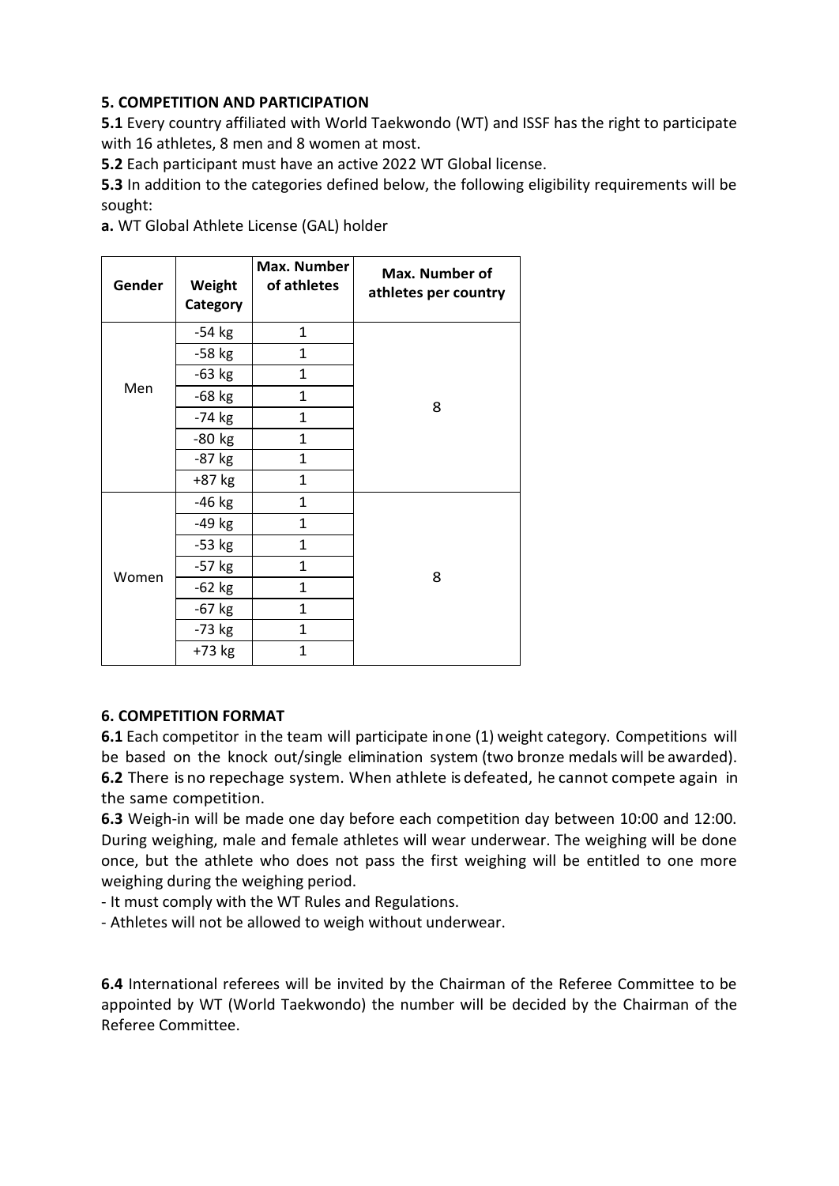### 5. COMPETITION AND PARTICIPATION

**5.1** Every country affiliated with World Taekwondo (WT) and ISSF has the right to participate with 16 athletes, 8 men and 8 women at most.

**5.2** Each participant must have an active 2022 WT Global license.

**5.3** In addition to the categories defined below, the following eligibility requirements will be sought:

**a.** WT Global Athlete License (GAL) holder

| Gender | Weight Category | Max. Number of athletes | Max. Number of athletes per country |
|---|---|---|---|
| Men | -54 kg | 1 | 8 |
| | -58 kg | 1 | |
| | -63 kg | 1 | |
| | -68 kg | 1 | |
| | -74 kg | 1 | |
| | -80 kg | 1 | |
| | -87 kg | 1 | |
| | +87 kg | 1 | |
| Women | -46 kg | 1 | 8 |
| | -49 kg | 1 | |
| | -53 kg | 1 | |
| | -57 kg | 1 | |
| | -62 kg | 1 | |
| | -67 kg | 1 | |
| | -73 kg | 1 | |
| | +73 kg | 1 | |

### 6. COMPETITION FORMAT

**6.1** Each competitor in the team will participate in one (1) weight category. Competitions will be based on the knock out/single elimination system (two bronze medals will be awarded).

**6.2** There is no repechage system. When athlete is defeated, he cannot compete again in the same competition.

**6.3** Weigh-in will be made one day before each competition day between 10:00 and 12:00. During weighing, male and female athletes will wear underwear. The weighing will be done once, but the athlete who does not pass the first weighing will be entitled to one more weighing during the weighing period.

- It must comply with the WT Rules and Regulations.
- Athletes will not be allowed to weigh without underwear.

**6.4** International referees will be invited by the Chairman of the Referee Committee to be appointed by WT (World Taekwondo) the number will be decided by the Chairman of the Referee Committee.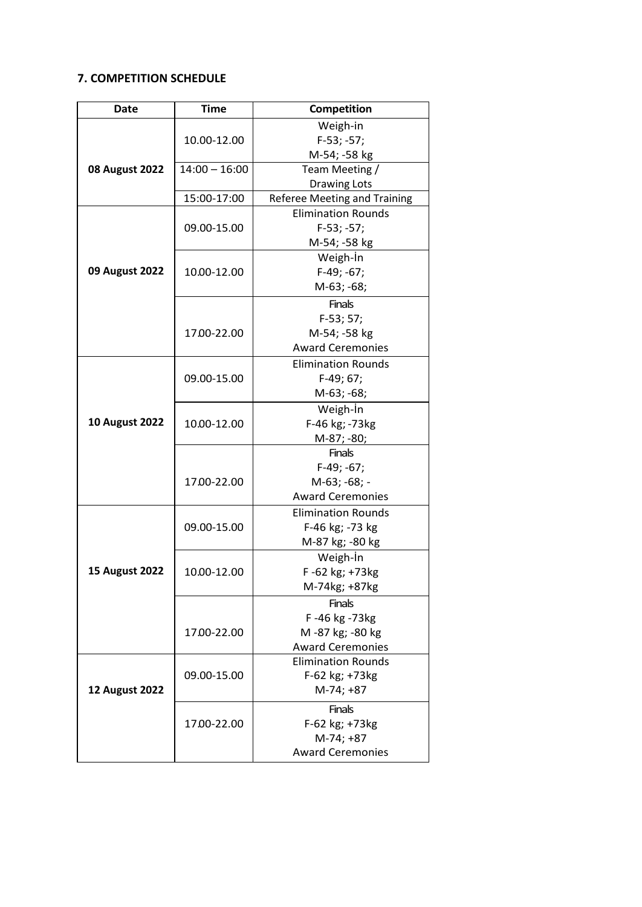### 7. COMPETITION SCHEDULE

| Date | Time | Competition |
| --- | --- | --- |
| 08 August 2022 | 10.00-12.00 | Weigh-in F-53; -57; M-54; -58 kg |
| | 14:00 – 16:00 | Team Meeting / Drawing Lots |
| | 15:00-17:00 | Referee Meeting and Training |
| 09 August 2022 | 09.00-15.00 | Elimination Rounds F-53; -57; M-54; -58 kg |
| | 10.00-12.00 | Weigh-İn F-49; -67; M-63; -68; |
| | 17.00-22.00 | Finals F-53; 57; M-54; -58 kg Award Ceremonies |
| 10 August 2022 | 09.00-15.00 | Elimination Rounds F-49; 67; M-63; -68; |
| | 10.00-12.00 | Weigh-İn F-46 kg; -73kg M-87; -80; |
| | 17.00-22.00 | Finals F-49; -67; M-63; -68; - Award Ceremonies |
| 15 August 2022 | 09.00-15.00 | Elimination Rounds F-46 kg; -73 kg M-87 kg; -80 kg |
| | 10.00-12.00 | Weigh-İn F -62 kg; +73kg M-74kg; +87kg |
| | 17.00-22.00 | Finals F -46 kg -73kg M -87 kg; -80 kg Award Ceremonies |
| 12 August 2022 | 09.00-15.00 | Elimination Rounds F-62 kg; +73kg M-74; +87 |
| | 17.00-22.00 | Finals F-62 kg; +73kg M-74; +87 Award Ceremonies |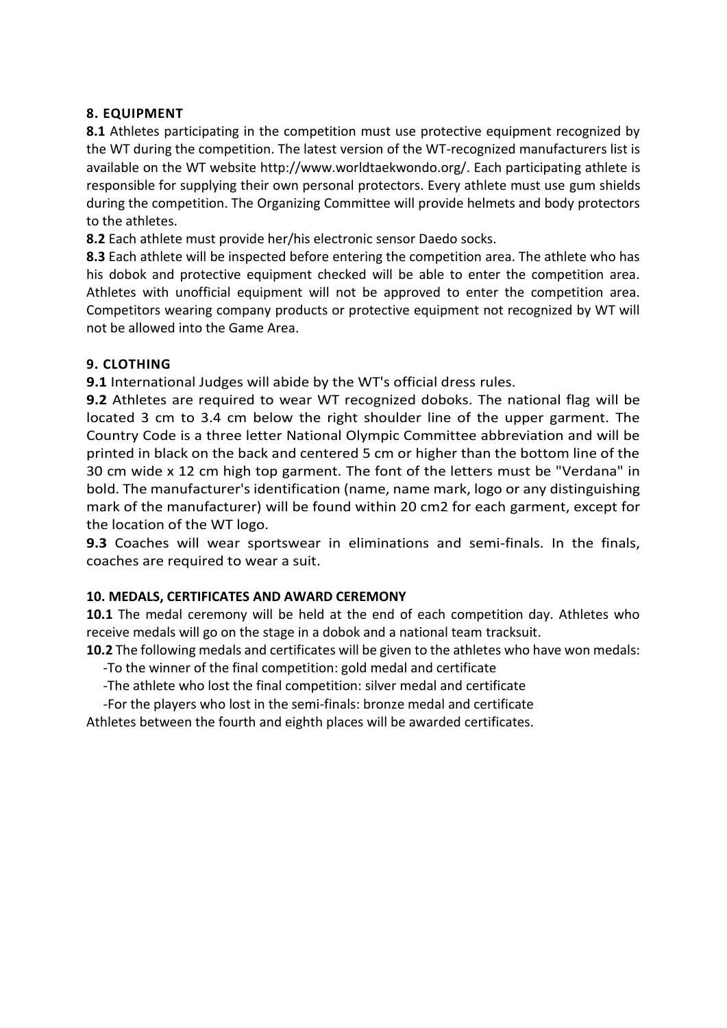## 8. EQUIPMENT

**8.1** Athletes participating in the competition must use protective equipment recognized by the WT during the competition. The latest version of the WT-recognized manufacturers list is available on the WT website http://www.worldtaekwondo.org/. Each participating athlete is responsible for supplying their own personal protectors. Every athlete must use gum shields during the competition. The Organizing Committee will provide helmets and body protectors to the athletes.

**8.2** Each athlete must provide her/his electronic sensor Daedo socks.

**8.3** Each athlete will be inspected before entering the competition area. The athlete who has his dobok and protective equipment checked will be able to enter the competition area. Athletes with unofficial equipment will not be approved to enter the competition area. Competitors wearing company products or protective equipment not recognized by WT will not be allowed into the Game Area.

## 9. CLOTHING

**9.1** International Judges will abide by the WT's official dress rules.

**9.2** Athletes are required to wear WT recognized doboks. The national flag will be located 3 cm to 3.4 cm below the right shoulder line of the upper garment. The Country Code is a three letter National Olympic Committee abbreviation and will be printed in black on the back and centered 5 cm or higher than the bottom line of the 30 cm wide x 12 cm high top garment. The font of the letters must be "Verdana" in bold. The manufacturer's identification (name, name mark, logo or any distinguishing mark of the manufacturer) will be found within 20 cm2 for each garment, except for the location of the WT logo.

**9.3** Coaches will wear sportswear in eliminations and semi-finals. In the finals, coaches are required to wear a suit.

## 10. MEDALS, CERTIFICATES AND AWARD CEREMONY

**10.1** The medal ceremony will be held at the end of each competition day. Athletes who receive medals will go on the stage in a dobok and a national team tracksuit.

**10.2** The following medals and certificates will be given to the athletes who have won medals:

- To the winner of the final competition: gold medal and certificate
- The athlete who lost the final competition: silver medal and certificate
- For the players who lost in the semi-finals: bronze medal and certificate

Athletes between the fourth and eighth places will be awarded certificates.